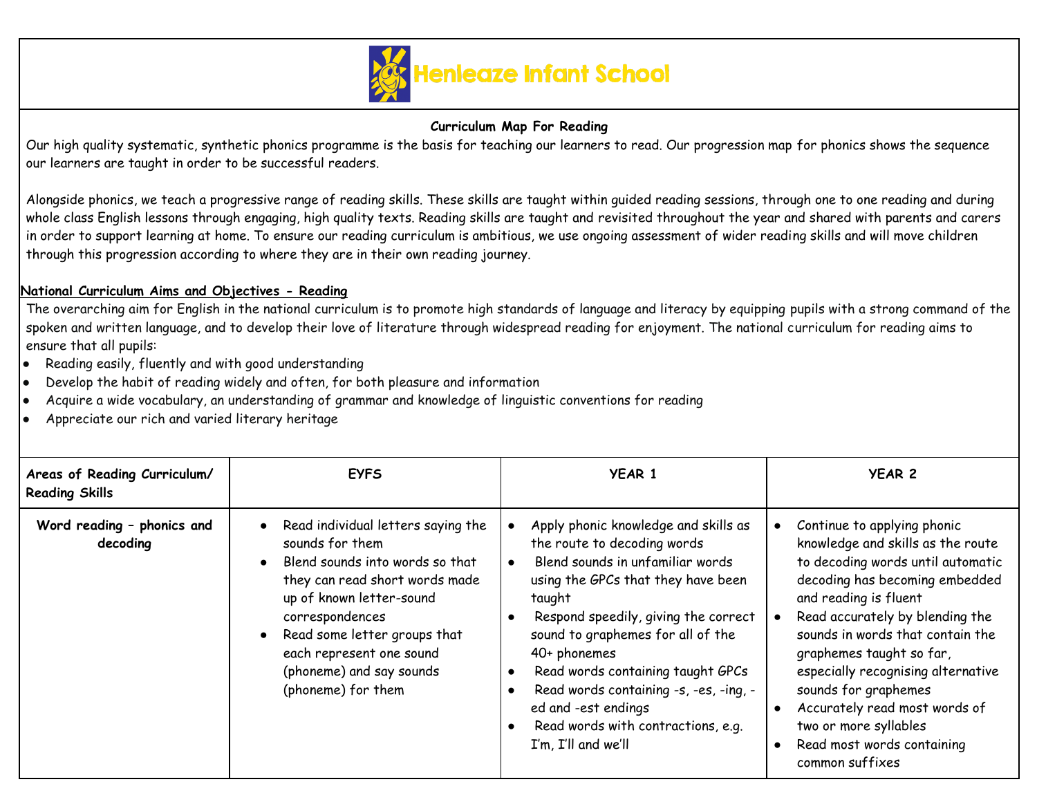# Henleaze Infant School

**Curriculum Map For Reading**

Our high quality systematic, synthetic phonics programme is the basis for teaching our learners to read. Our progression map for phonics shows the sequence our learners are taught in order to be successful readers.

Alongside phonics, we teach a progressive range of reading skills. These skills are taught within guided reading sessions, through one to one reading and during whole class English lessons through engaging, high quality texts. Reading skills are taught and revisited throughout the year and shared with parents and carers in order to support learning at home. To ensure our reading curriculum is ambitious, we use ongoing assessment of wider reading skills and will move children through this progression according to where they are in their own reading journey.

**National Curriculum Aims and Objectives - Reading**

The overarching aim for English in the national curriculum is to promote high standards of language and literacy by equipping pupils with a strong command of the spoken and written language, and to develop their love of literature through widespread reading for enjoyment. The national curriculum for reading aims to ensure that all pupils:

- Reading easily, fluently and with good understanding
- Develop the habit of reading widely and often, for both pleasure and information
- Acquire a wide vocabulary, an understanding of grammar and knowledge of linguistic conventions for reading
- Appreciate our rich and varied literary heritage

| Areas of Reading Curriculum/ Reading Skills | EYFS | YEAR 1 | YEAR 2 |
| --- | --- | --- | --- |
| **Word reading – phonics and decoding** | • Read individual letters saying the sounds for them<br>• Blend sounds into words so that they can read short words made up of known letter-sound correspondences<br>• Read some letter groups that each represent one sound (phoneme) and say sounds (phoneme) for them | • Apply phonic knowledge and skills as the route to decoding words<br>• Blend sounds in unfamiliar words using the GPCs that they have been taught<br>• Respond speedily, giving the correct sound to graphemes for all of the 40+ phonemes<br>• Read words containing taught GPCs<br>• Read words containing -s, -es, -ing, -ed and -est endings<br>• Read words with contractions, e.g. I'm, I'll and we'll | • Continue to applying phonic knowledge and skills as the route to decoding words until automatic decoding has becoming embedded and reading is fluent<br>• Read accurately by blending the sounds in words that contain the graphemes taught so far, especially recognising alternative sounds for graphemes<br>• Accurately read most words of two or more syllables<br>• Read most words containing common suffixes |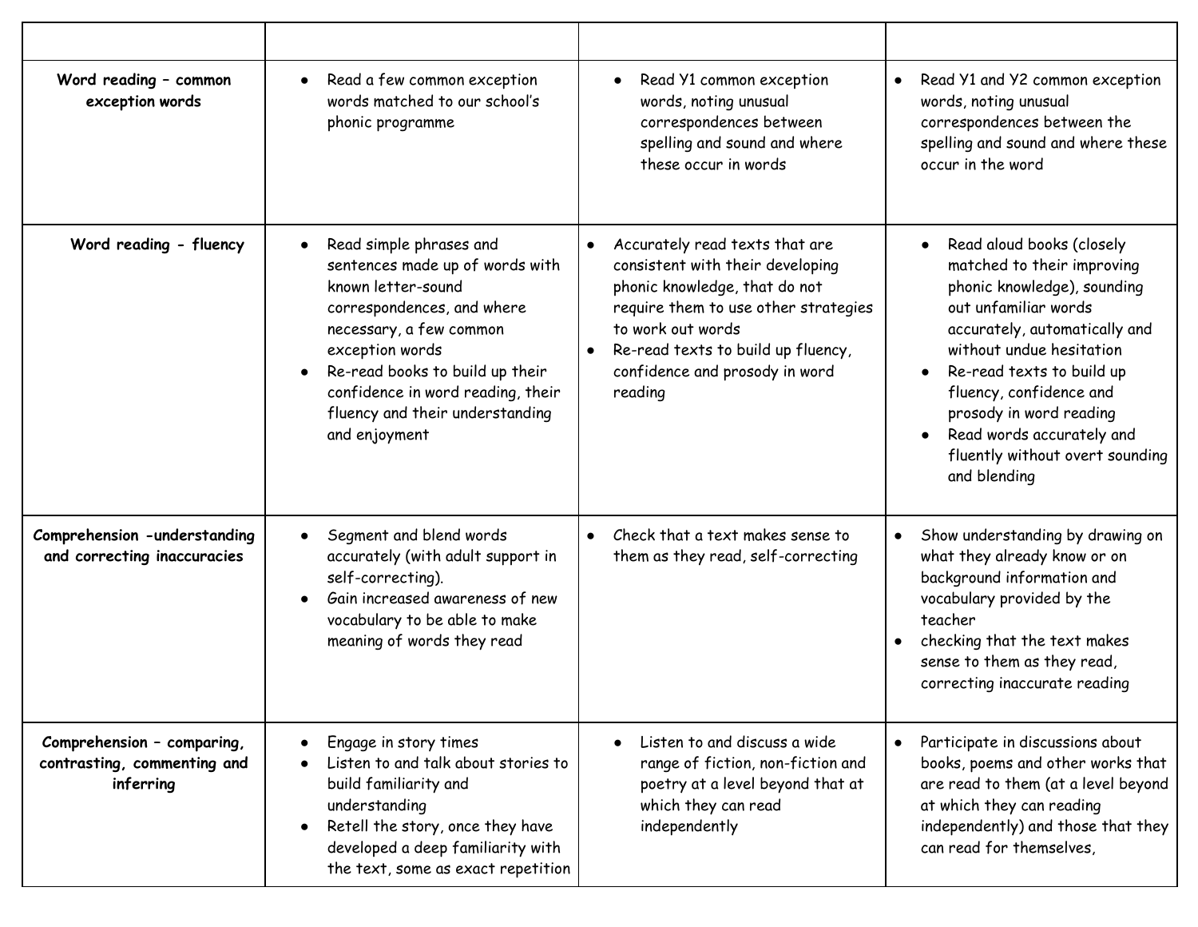| | | | |
|---|---|---|---|
| **Word reading – common exception words** | • Read a few common exception words matched to our school's phonic programme | • Read Y1 common exception words, noting unusual correspondences between spelling and sound and where these occur in words | • Read Y1 and Y2 common exception words, noting unusual correspondences between the spelling and sound and where these occur in the word |
| **Word reading - fluency** | • Read simple phrases and sentences made up of words with known letter-sound correspondences, and where necessary, a few common exception words<br>• Re-read books to build up their confidence in word reading, their fluency and their understanding and enjoyment | • Accurately read texts that are consistent with their developing phonic knowledge, that do not require them to use other strategies to work out words<br>• Re-read texts to build up fluency, confidence and prosody in word reading | • Read aloud books (closely matched to their improving phonic knowledge), sounding out unfamiliar words accurately, automatically and without undue hesitation<br>• Re-read texts to build up fluency, confidence and prosody in word reading<br>• Read words accurately and fluently without overt sounding and blending |
| **Comprehension -understanding and correcting inaccuracies** | • Segment and blend words accurately (with adult support in self-correcting).<br>• Gain increased awareness of new vocabulary to be able to make meaning of words they read | • Check that a text makes sense to them as they read, self-correcting | • Show understanding by drawing on what they already know or on background information and vocabulary provided by the teacher<br>• checking that the text makes sense to them as they read, correcting inaccurate reading |
| **Comprehension – comparing, contrasting, commenting and inferring** | • Engage in story times<br>• Listen to and talk about stories to build familiarity and understanding<br>• Retell the story, once they have developed a deep familiarity with the text, some as exact repetition | • Listen to and discuss a wide range of fiction, non-fiction and poetry at a level beyond that at which they can read independently | • Participate in discussions about books, poems and other works that are read to them (at a level beyond at which they can reading independently) and those that they can read for themselves, |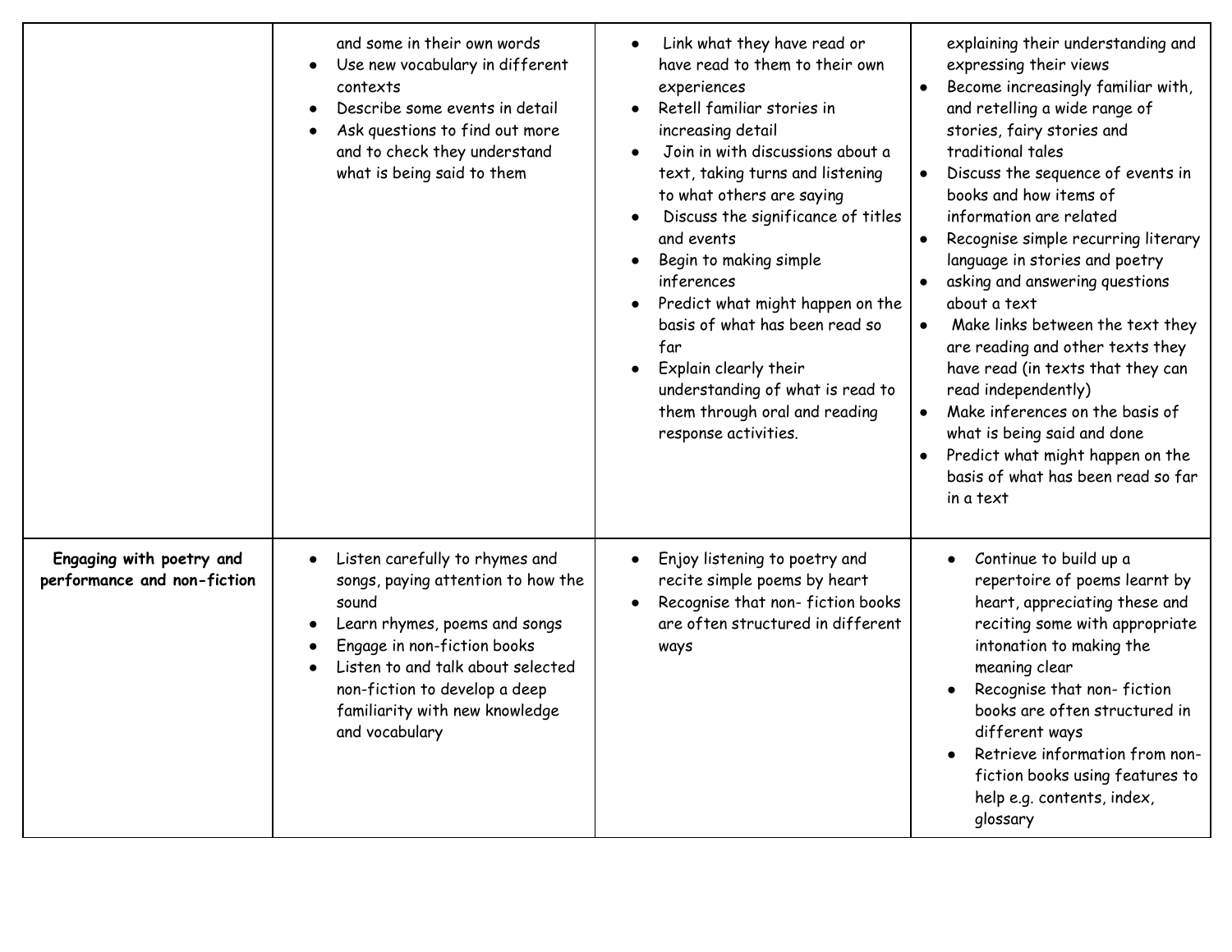| | | | |
|---|---|---|---|
| | and some in their own words<br>• Use new vocabulary in different contexts<br>• Describe some events in detail<br>• Ask questions to find out more and to check they understand what is being said to them | • Link what they have read or have read to them to their own experiences<br>• Retell familiar stories in increasing detail<br>• Join in with discussions about a text, taking turns and listening to what others are saying<br>• Discuss the significance of titles and events<br>• Begin to making simple inferences<br>• Predict what might happen on the basis of what has been read so far<br>• Explain clearly their understanding of what is read to them through oral and reading response activities. | explaining their understanding and expressing their views<br>• Become increasingly familiar with, and retelling a wide range of stories, fairy stories and traditional tales<br>• Discuss the sequence of events in books and how items of information are related<br>• Recognise simple recurring literary language in stories and poetry<br>• asking and answering questions about a text<br>• Make links between the text they are reading and other texts they have read (in texts that they can read independently)<br>• Make inferences on the basis of what is being said and done<br>• Predict what might happen on the basis of what has been read so far in a text |
| **Engaging with poetry and performance and non-fiction** | • Listen carefully to rhymes and songs, paying attention to how the sound<br>• Learn rhymes, poems and songs<br>• Engage in non-fiction books<br>• Listen to and talk about selected non-fiction to develop a deep familiarity with new knowledge and vocabulary | • Enjoy listening to poetry and recite simple poems by heart<br>• Recognise that non- fiction books are often structured in different ways | • Continue to build up a repertoire of poems learnt by heart, appreciating these and reciting some with appropriate intonation to making the meaning clear<br>• Recognise that non- fiction books are often structured in different ways<br>• Retrieve information from non-fiction books using features to help e.g. contents, index, glossary |